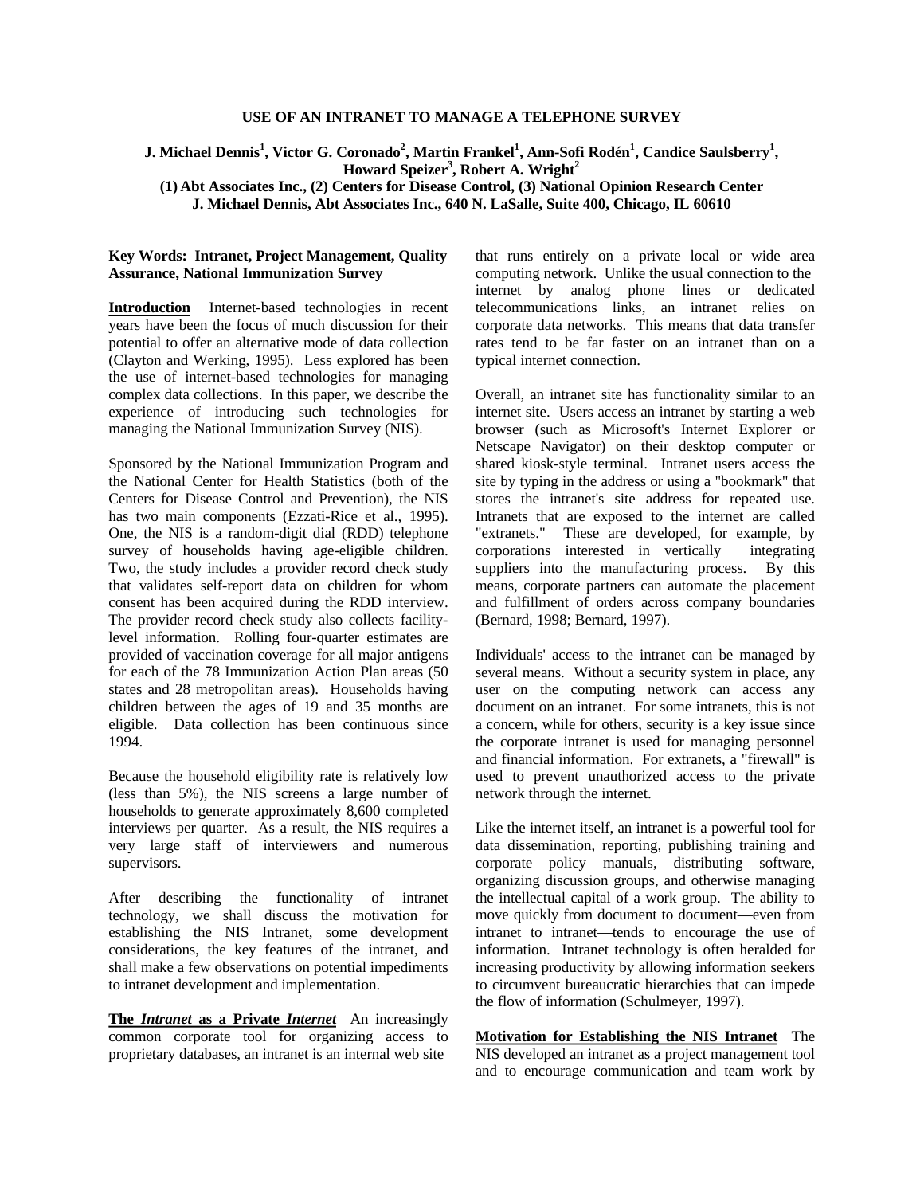# USE OF AN INTRANET TO MANAGE A TELEPHONE SURVEY

**J. Michael Dennis[1], Victor G. Coronado[2], Martin Frankel[1], Ann-Sofi Rodén[1], Candice Saulsberry[1], Howard Speizer[3], Robert A. Wright[2]**

**(1) Abt Associates Inc., (2) Centers for Disease Control, (3) National Opinion Research Center**

**J. Michael Dennis, Abt Associates Inc., 640 N. LaSalle, Suite 400, Chicago, IL 60610**

**Key Words: Intranet, Project Management, Quality Assurance, National Immunization Survey**

**Introduction** Internet-based technologies in recent years have been the focus of much discussion for their potential to offer an alternative mode of data collection (Clayton and Werking, 1995). Less explored has been the use of internet-based technologies for managing complex data collections. In this paper, we describe the experience of introducing such technologies for managing the National Immunization Survey (NIS).

Sponsored by the National Immunization Program and the National Center for Health Statistics (both of the Centers for Disease Control and Prevention), the NIS has two main components (Ezzati-Rice et al., 1995). One, the NIS is a random-digit dial (RDD) telephone survey of households having age-eligible children. Two, the study includes a provider record check study that validates self-report data on children for whom consent has been acquired during the RDD interview. The provider record check study also collects facility-level information. Rolling four-quarter estimates are provided of vaccination coverage for all major antigens for each of the 78 Immunization Action Plan areas (50 states and 28 metropolitan areas). Households having children between the ages of 19 and 35 months are eligible. Data collection has been continuous since 1994.

Because the household eligibility rate is relatively low (less than 5%), the NIS screens a large number of households to generate approximately 8,600 completed interviews per quarter. As a result, the NIS requires a very large staff of interviewers and numerous supervisors.

After describing the functionality of intranet technology, we shall discuss the motivation for establishing the NIS Intranet, some development considerations, the key features of the intranet, and shall make a few observations on potential impediments to intranet development and implementation.

**The *Intranet* as a Private *Internet*** An increasingly common corporate tool for organizing access to proprietary databases, an intranet is an internal web site that runs entirely on a private local or wide area computing network. Unlike the usual connection to the internet by analog phone lines or dedicated telecommunications links, an intranet relies on corporate data networks. This means that data transfer rates tend to be far faster on an intranet than on a typical internet connection.

Overall, an intranet site has functionality similar to an internet site. Users access an intranet by starting a web browser (such as Microsoft's Internet Explorer or Netscape Navigator) on their desktop computer or shared kiosk-style terminal. Intranet users access the site by typing in the address or using a "bookmark" that stores the intranet's site address for repeated use. Intranets that are exposed to the internet are called "extranets." These are developed, for example, by corporations interested in vertically integrating suppliers into the manufacturing process. By this means, corporate partners can automate the placement and fulfillment of orders across company boundaries (Bernard, 1998; Bernard, 1997).

Individuals' access to the intranet can be managed by several means. Without a security system in place, any user on the computing network can access any document on an intranet. For some intranets, this is not a concern, while for others, security is a key issue since the corporate intranet is used for managing personnel and financial information. For extranets, a "firewall" is used to prevent unauthorized access to the private network through the internet.

Like the internet itself, an intranet is a powerful tool for data dissemination, reporting, publishing training and corporate policy manuals, distributing software, organizing discussion groups, and otherwise managing the intellectual capital of a work group. The ability to move quickly from document to document—even from intranet to intranet—tends to encourage the use of information. Intranet technology is often heralded for increasing productivity by allowing information seekers to circumvent bureaucratic hierarchies that can impede the flow of information (Schulmeyer, 1997).

**Motivation for Establishing the NIS Intranet** The NIS developed an intranet as a project management tool and to encourage communication and team work by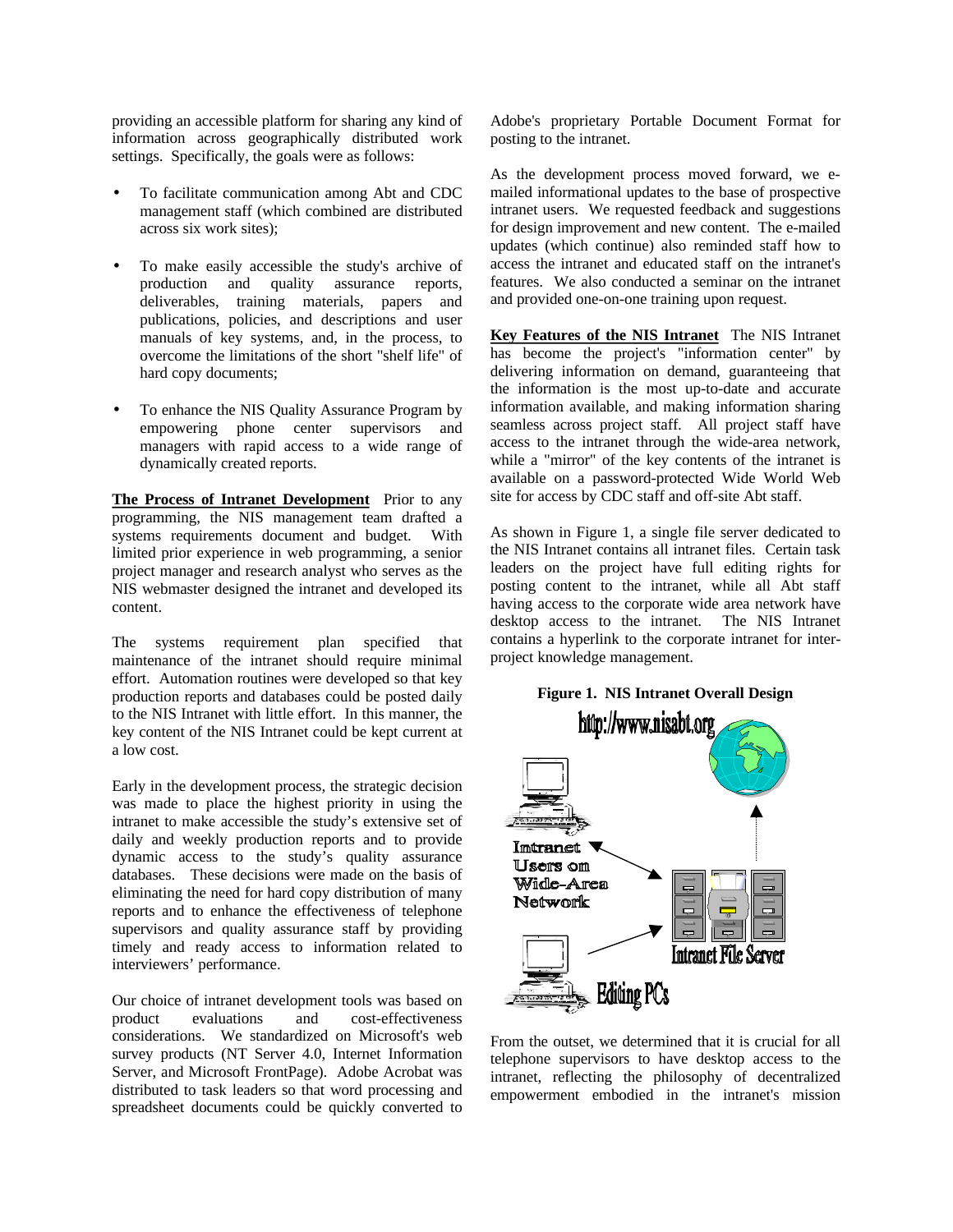providing an accessible platform for sharing any kind of information across geographically distributed work settings. Specifically, the goals were as follows:

- To facilitate communication among Abt and CDC management staff (which combined are distributed across six work sites);
- To make easily accessible the study's archive of production and quality assurance reports, deliverables, training materials, papers and publications, policies, and descriptions and user manuals of key systems, and, in the process, to overcome the limitations of the short "shelf life" of hard copy documents;
- To enhance the NIS Quality Assurance Program by empowering phone center supervisors and managers with rapid access to a wide range of dynamically created reports.

**The Process of Intranet Development** Prior to any programming, the NIS management team drafted a systems requirements document and budget. With limited prior experience in web programming, a senior project manager and research analyst who serves as the NIS webmaster designed the intranet and developed its content.

The systems requirement plan specified that maintenance of the intranet should require minimal effort. Automation routines were developed so that key production reports and databases could be posted daily to the NIS Intranet with little effort. In this manner, the key content of the NIS Intranet could be kept current at a low cost.

Early in the development process, the strategic decision was made to place the highest priority in using the intranet to make accessible the study's extensive set of daily and weekly production reports and to provide dynamic access to the study's quality assurance databases. These decisions were made on the basis of eliminating the need for hard copy distribution of many reports and to enhance the effectiveness of telephone supervisors and quality assurance staff by providing timely and ready access to information related to interviewers' performance.

Our choice of intranet development tools was based on product evaluations and cost-effectiveness considerations. We standardized on Microsoft's web survey products (NT Server 4.0, Internet Information Server, and Microsoft FrontPage). Adobe Acrobat was distributed to task leaders so that word processing and spreadsheet documents could be quickly converted to Adobe's proprietary Portable Document Format for posting to the intranet.

As the development process moved forward, we e-mailed informational updates to the base of prospective intranet users. We requested feedback and suggestions for design improvement and new content. The e-mailed updates (which continue) also reminded staff how to access the intranet and educated staff on the intranet's features. We also conducted a seminar on the intranet and provided one-on-one training upon request.

**Key Features of the NIS Intranet** The NIS Intranet has become the project's "information center" by delivering information on demand, guaranteeing that the information is the most up-to-date and accurate information available, and making information sharing seamless across project staff. All project staff have access to the intranet through the wide-area network, while a "mirror" of the key contents of the intranet is available on a password-protected Wide World Web site for access by CDC staff and off-site Abt staff.

As shown in Figure 1, a single file server dedicated to the NIS Intranet contains all intranet files. Certain task leaders on the project have full editing rights for posting content to the intranet, while all Abt staff having access to the corporate wide area network have desktop access to the intranet. The NIS Intranet contains a hyperlink to the corporate intranet for inter-project knowledge management.

**Figure 1. NIS Intranet Overall Design**

http://www.nisabt.org

Intranet Users on Wide-Area Network

Intranet File Server

Editing PCs

From the outset, we determined that it is crucial for all telephone supervisors to have desktop access to the intranet, reflecting the philosophy of decentralized empowerment embodied in the intranet's mission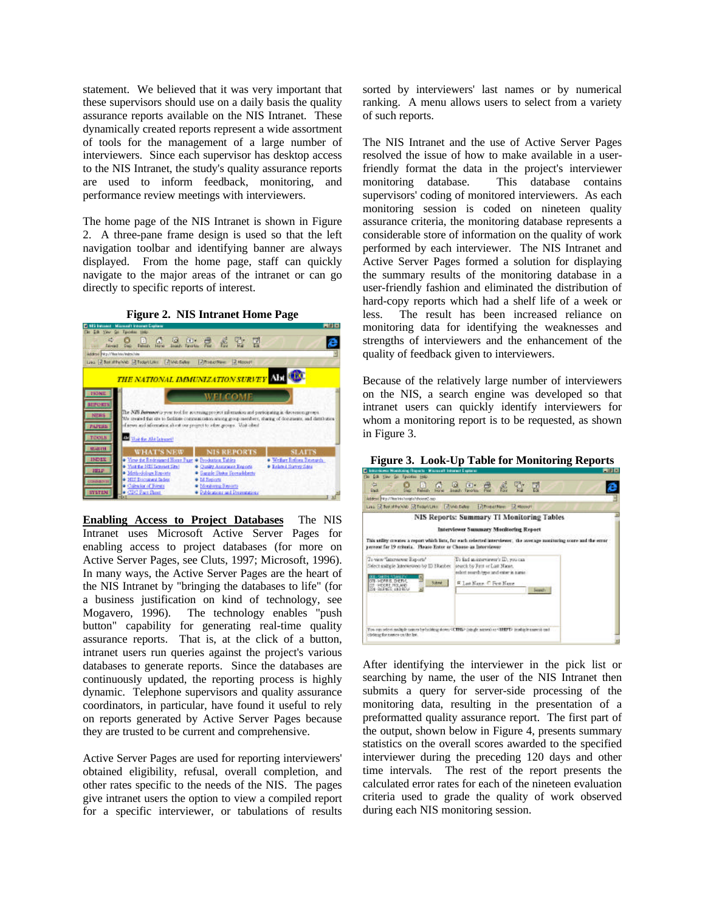statement. We believed that it was very important that these supervisors should use on a daily basis the quality assurance reports available on the NIS Intranet. These dynamically created reports represent a wide assortment of tools for the management of a large number of interviewers. Since each supervisor has desktop access to the NIS Intranet, the study's quality assurance reports are used to inform feedback, monitoring, and performance review meetings with interviewers.

The home page of the NIS Intranet is shown in Figure 2. A three-pane frame design is used so that the left navigation toolbar and identifying banner are always displayed. From the home page, staff can quickly navigate to the major areas of the intranet or can go directly to specific reports of interest.

**Figure 2. NIS Intranet Home Page**

**Enabling Access to Project Databases** The NIS Intranet uses Microsoft Active Server Pages for enabling access to project databases (for more on Active Server Pages, see Cluts, 1997; Microsoft, 1996). In many ways, the Active Server Pages are the heart of the NIS Intranet by "bringing the databases to life" (for a business justification on kind of technology, see Mogavero, 1996). The technology enables "push button" capability for generating real-time quality assurance reports. That is, at the click of a button, intranet users run queries against the project's various databases to generate reports. Since the databases are continuously updated, the reporting process is highly dynamic. Telephone supervisors and quality assurance coordinators, in particular, have found it useful to rely on reports generated by Active Server Pages because they are trusted to be current and comprehensive.

Active Server Pages are used for reporting interviewers' obtained eligibility, refusal, overall completion, and other rates specific to the needs of the NIS. The pages give intranet users the option to view a compiled report for a specific interviewer, or tabulations of results sorted by interviewers' last names or by numerical ranking. A menu allows users to select from a variety of such reports.

The NIS Intranet and the use of Active Server Pages resolved the issue of how to make available in a user-friendly format the data in the project's interviewer monitoring database. This database contains supervisors' coding of monitored interviewers. As each monitoring session is coded on nineteen quality assurance criteria, the monitoring database represents a considerable store of information on the quality of work performed by each interviewer. The NIS Intranet and Active Server Pages formed a solution for displaying the summary results of the monitoring database in a user-friendly fashion and eliminated the distribution of hard-copy reports which had a shelf life of a week or less. The result has been increased reliance on monitoring data for identifying the weaknesses and strengths of interviewers and the enhancement of the quality of feedback given to interviewers.

Because of the relatively large number of interviewers on the NIS, a search engine was developed so that intranet users can quickly identify interviewers for whom a monitoring report is to be requested, as shown in Figure 3.

**Figure 3. Look-Up Table for Monitoring Reports**

After identifying the interviewer in the pick list or searching by name, the user of the NIS Intranet then submits a query for server-side processing of the monitoring data, resulting in the presentation of a preformatted quality assurance report. The first part of the output, shown below in Figure 4, presents summary statistics on the overall scores awarded to the specified interviewer during the preceding 120 days and other time intervals. The rest of the report presents the calculated error rates for each of the nineteen evaluation criteria used to grade the quality of work observed during each NIS monitoring session.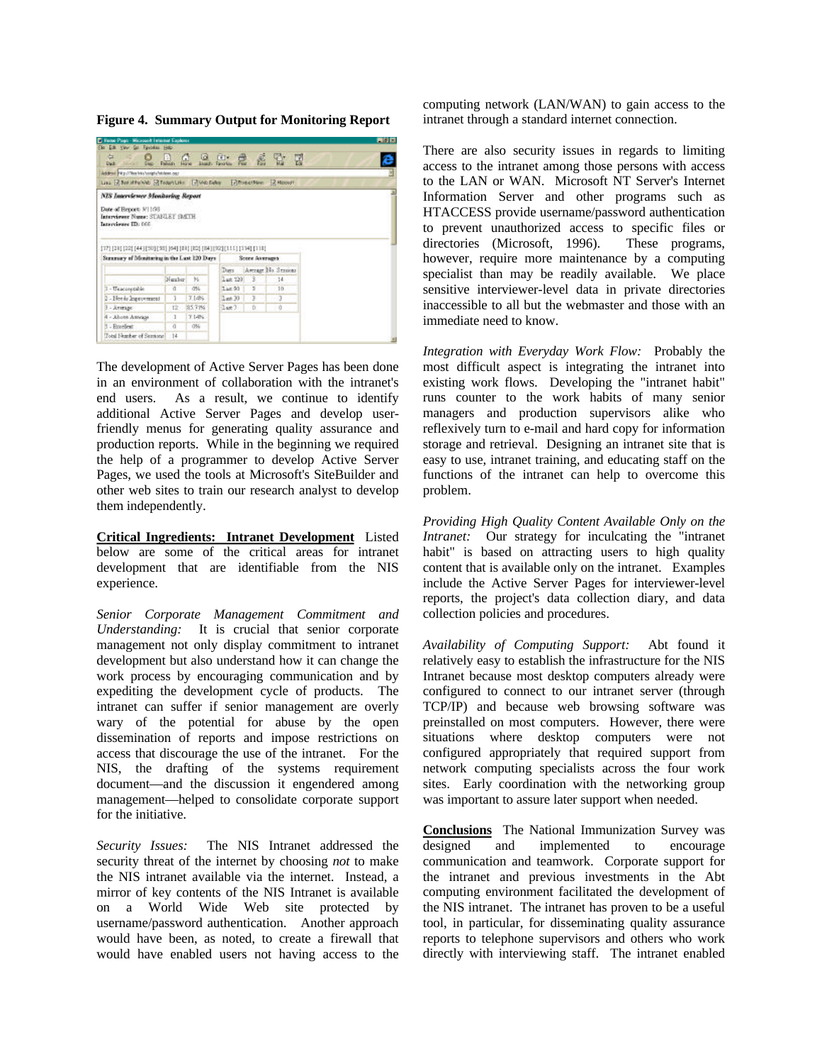**Figure 4. Summary Output for Monitoring Report**

The development of Active Server Pages has been done in an environment of collaboration with the intranet's end users. As a result, we continue to identify additional Active Server Pages and develop user-friendly menus for generating quality assurance and production reports. While in the beginning we required the help of a programmer to develop Active Server Pages, we used the tools at Microsoft's SiteBuilder and other web sites to train our research analyst to develop them independently.

**Critical Ingredients: Intranet Development** Listed below are some of the critical areas for intranet development that are identifiable from the NIS experience.

*Senior Corporate Management Commitment and Understanding:* It is crucial that senior corporate management not only display commitment to intranet development but also understand how it can change the work process by encouraging communication and by expediting the development cycle of products. The intranet can suffer if senior management are overly wary of the potential for abuse by the open dissemination of reports and impose restrictions on access that discourage the use of the intranet. For the NIS, the drafting of the systems requirement document—and the discussion it engendered among management—helped to consolidate corporate support for the initiative.

*Security Issues:* The NIS Intranet addressed the security threat of the internet by choosing *not* to make the NIS intranet available via the internet. Instead, a mirror of key contents of the NIS Intranet is available on a World Wide Web site protected by username/password authentication. Another approach would have been, as noted, to create a firewall that would have enabled users not having access to the computing network (LAN/WAN) to gain access to the intranet through a standard internet connection.

There are also security issues in regards to limiting access to the intranet among those persons with access to the LAN or WAN. Microsoft NT Server's Internet Information Server and other programs such as HTACCESS provide username/password authentication to prevent unauthorized access to specific files or directories (Microsoft, 1996). These programs, however, require more maintenance by a computing specialist than may be readily available. We place sensitive interviewer-level data in private directories inaccessible to all but the webmaster and those with an immediate need to know.

*Integration with Everyday Work Flow:* Probably the most difficult aspect is integrating the intranet into existing work flows. Developing the "intranet habit" runs counter to the work habits of many senior managers and production supervisors alike who reflexively turn to e-mail and hard copy for information storage and retrieval. Designing an intranet site that is easy to use, intranet training, and educating staff on the functions of the intranet can help to overcome this problem.

*Providing High Quality Content Available Only on the Intranet:* Our strategy for inculcating the "intranet habit" is based on attracting users to high quality content that is available only on the intranet. Examples include the Active Server Pages for interviewer-level reports, the project's data collection diary, and data collection policies and procedures.

*Availability of Computing Support:* Abt found it relatively easy to establish the infrastructure for the NIS Intranet because most desktop computers already were configured to connect to our intranet server (through TCP/IP) and because web browsing software was preinstalled on most computers. However, there were situations where desktop computers were not configured appropriately that required support from network computing specialists across the four work sites. Early coordination with the networking group was important to assure later support when needed.

**Conclusions** The National Immunization Survey was designed and implemented to encourage communication and teamwork. Corporate support for the intranet and previous investments in the Abt computing environment facilitated the development of the NIS intranet. The intranet has proven to be a useful tool, in particular, for disseminating quality assurance reports to telephone supervisors and others who work directly with interviewing staff. The intranet enabled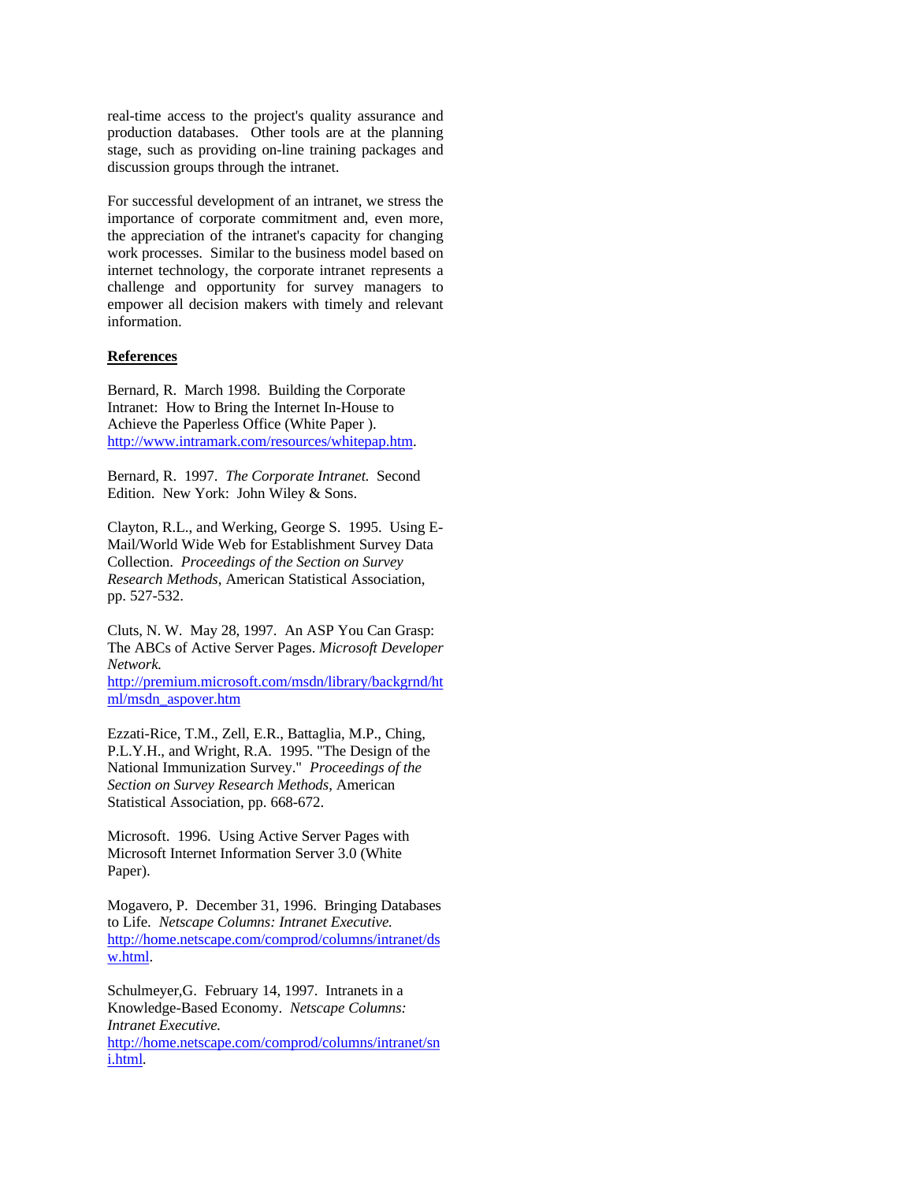real-time access to the project's quality assurance and production databases. Other tools are at the planning stage, such as providing on-line training packages and discussion groups through the intranet.

For successful development of an intranet, we stress the importance of corporate commitment and, even more, the appreciation of the intranet's capacity for changing work processes. Similar to the business model based on internet technology, the corporate intranet represents a challenge and opportunity for survey managers to empower all decision makers with timely and relevant information.

## References

Bernard, R. March 1998. Building the Corporate Intranet: How to Bring the Internet In-House to Achieve the Paperless Office (White Paper ). http://www.intramark.com/resources/whitepap.htm.

Bernard, R. 1997. *The Corporate Intranet.* Second Edition. New York: John Wiley & Sons.

Clayton, R.L., and Werking, George S. 1995. Using E-Mail/World Wide Web for Establishment Survey Data Collection. *Proceedings of the Section on Survey Research Methods*, American Statistical Association, pp. 527-532.

Cluts, N. W. May 28, 1997. An ASP You Can Grasp: The ABCs of Active Server Pages. *Microsoft Developer Network.* http://premium.microsoft.com/msdn/library/backgrnd/html/msdn_aspover.htm

Ezzati-Rice, T.M., Zell, E.R., Battaglia, M.P., Ching, P.L.Y.H., and Wright, R.A. 1995. "The Design of the National Immunization Survey." *Proceedings of the Section on Survey Research Methods*, American Statistical Association, pp. 668-672.

Microsoft. 1996. Using Active Server Pages with Microsoft Internet Information Server 3.0 (White Paper).

Mogavero, P. December 31, 1996. Bringing Databases to Life. *Netscape Columns: Intranet Executive.* http://home.netscape.com/comprod/columns/intranet/dsw.html.

Schulmeyer,G. February 14, 1997. Intranets in a Knowledge-Based Economy. *Netscape Columns: Intranet Executive.* http://home.netscape.com/comprod/columns/intranet/sni.html.